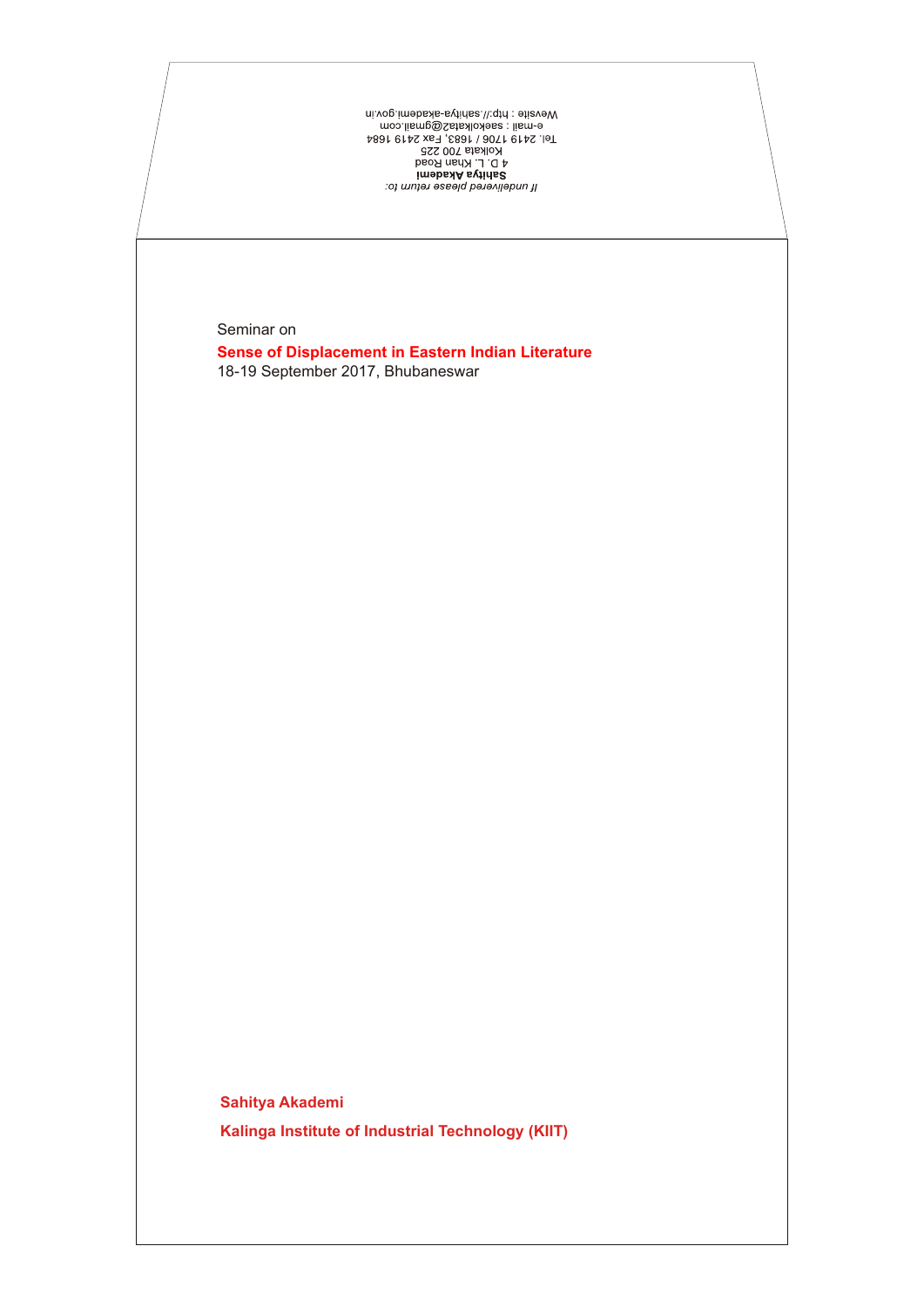*If undelivered please return to:*
**Sahitya Akademi**
4 D. L. Khan Road
Kolkata 700 225
Tel. 2419 1706 / 1683, Fax 2419 1684
e-mail : saekolkata2@gmail.com
Wevsite : htp://.sahitya-akademi.gov.in

Seminar on

**Sense of Displacement in Eastern Indian Literature**

18-19 September 2017, Bhubaneswar

**Sahitya Akademi**

**Kalinga Institute of Industrial Technology (KIIT)**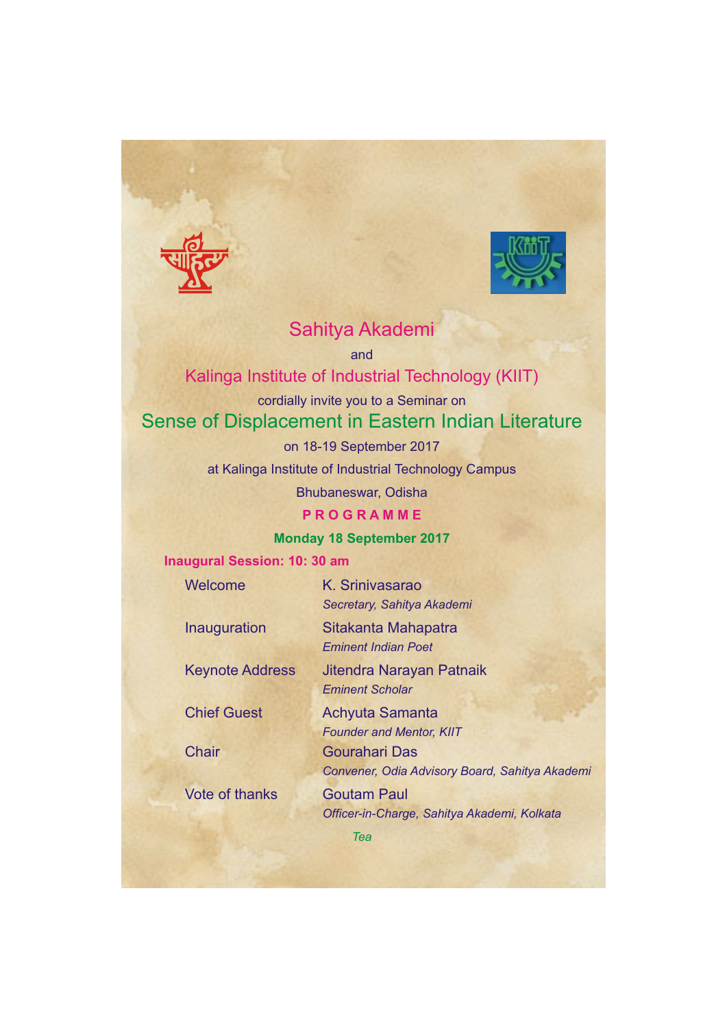Sahitya Akademi

and

Kalinga Institute of Industrial Technology (KIIT)

cordially invite you to a Seminar on

# Sense of Displacement in Eastern Indian Literature

on 18-19 September 2017

at Kalinga Institute of Industrial Technology Campus

Bhubaneswar, Odisha

## PROGRAMME

### Monday 18 September 2017

**Inaugural Session: 10: 30 am**

| | |
|---|---|
| Welcome | K. Srinivasarao<br>*Secretary, Sahitya Akademi* |
| Inauguration | Sitakanta Mahapatra<br>*Eminent Indian Poet* |
| Keynote Address | Jitendra Narayan Patnaik<br>*Eminent Scholar* |
| Chief Guest | Achyuta Samanta<br>*Founder and Mentor, KIIT* |
| Chair | Gourahari Das<br>*Convener, Odia Advisory Board, Sahitya Akademi* |
| Vote of thanks | Goutam Paul<br>*Officer-in-Charge, Sahitya Akademi, Kolkata* |

*Tea*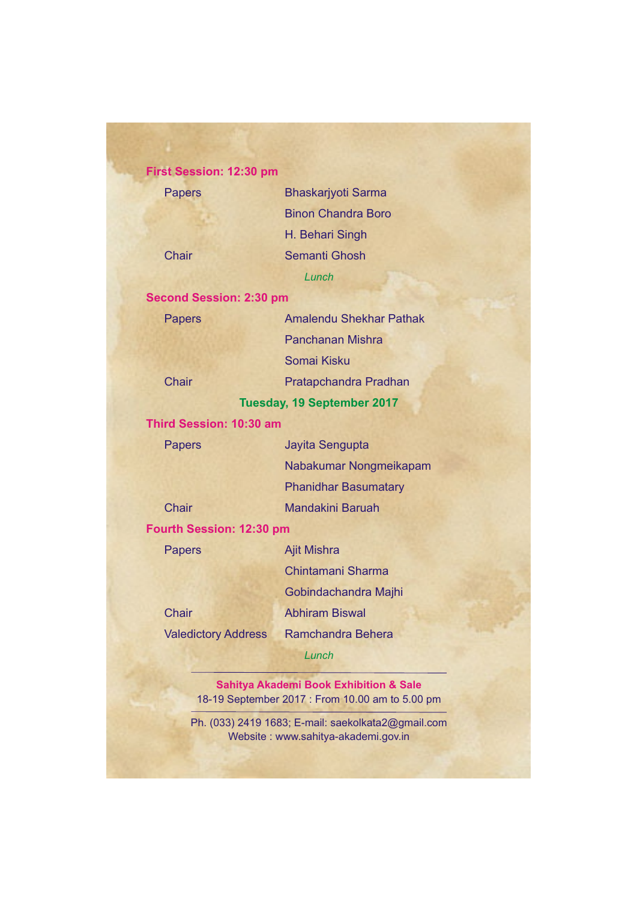**First Session: 12:30 pm**

| | |
|---|---|
| Papers | Bhaskarjyoti Sarma |
| | Binon Chandra Boro |
| | H. Behari Singh |
| Chair | Semanti Ghosh |

*Lunch*

**Second Session: 2:30 pm**

| | |
|---|---|
| Papers | Amalendu Shekhar Pathak |
| | Panchanan Mishra |
| | Somai Kisku |
| Chair | Pratapchandra Pradhan |

**Tuesday, 19 September 2017**

**Third Session: 10:30 am**

| | |
|---|---|
| Papers | Jayita Sengupta |
| | Nabakumar Nongmeikapam |
| | Phanidhar Basumatary |
| Chair | Mandakini Baruah |

**Fourth Session: 12:30 pm**

| | |
|---|---|
| Papers | Ajit Mishra |
| | Chintamani Sharma |
| | Gobindachandra Majhi |
| Chair | Abhiram Biswal |
| Valedictory Address | Ramchandra Behera |

*Lunch*

---

**Sahitya Akademi Book Exhibition & Sale**

18-19 September 2017 : From 10.00 am to 5.00 pm

---

Ph. (033) 2419 1683; E-mail: saekolkata2@gmail.com

Website : www.sahitya-akademi.gov.in